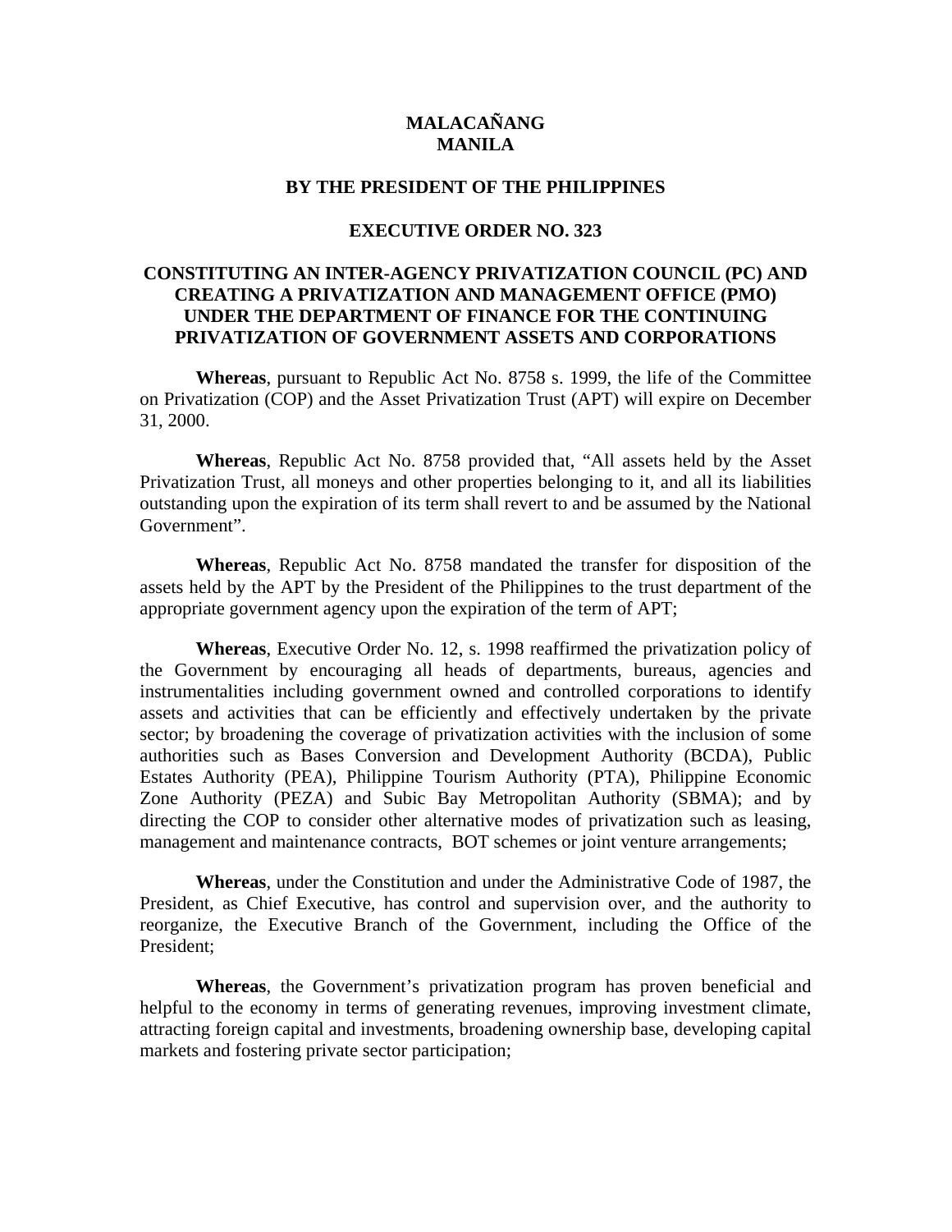**MALACAÑANG**
**MANILA**

**BY THE PRESIDENT OF THE PHILIPPINES**

**EXECUTIVE ORDER NO. 323**

# CONSTITUTING AN INTER-AGENCY PRIVATIZATION COUNCIL (PC) AND CREATING A PRIVATIZATION AND MANAGEMENT OFFICE (PMO) UNDER THE DEPARTMENT OF FINANCE FOR THE CONTINUING PRIVATIZATION OF GOVERNMENT ASSETS AND CORPORATIONS

**Whereas**, pursuant to Republic Act No. 8758 s. 1999, the life of the Committee on Privatization (COP) and the Asset Privatization Trust (APT) will expire on December 31, 2000.

**Whereas**, Republic Act No. 8758 provided that, "All assets held by the Asset Privatization Trust, all moneys and other properties belonging to it, and all its liabilities outstanding upon the expiration of its term shall revert to and be assumed by the National Government".

**Whereas**, Republic Act No. 8758 mandated the transfer for disposition of the assets held by the APT by the President of the Philippines to the trust department of the appropriate government agency upon the expiration of the term of APT;

**Whereas**, Executive Order No. 12, s. 1998 reaffirmed the privatization policy of the Government by encouraging all heads of departments, bureaus, agencies and instrumentalities including government owned and controlled corporations to identify assets and activities that can be efficiently and effectively undertaken by the private sector; by broadening the coverage of privatization activities with the inclusion of some authorities such as Bases Conversion and Development Authority (BCDA), Public Estates Authority (PEA), Philippine Tourism Authority (PTA), Philippine Economic Zone Authority (PEZA) and Subic Bay Metropolitan Authority (SBMA); and by directing the COP to consider other alternative modes of privatization such as leasing, management and maintenance contracts, BOT schemes or joint venture arrangements;

**Whereas**, under the Constitution and under the Administrative Code of 1987, the President, as Chief Executive, has control and supervision over, and the authority to reorganize, the Executive Branch of the Government, including the Office of the President;

**Whereas**, the Government's privatization program has proven beneficial and helpful to the economy in terms of generating revenues, improving investment climate, attracting foreign capital and investments, broadening ownership base, developing capital markets and fostering private sector participation;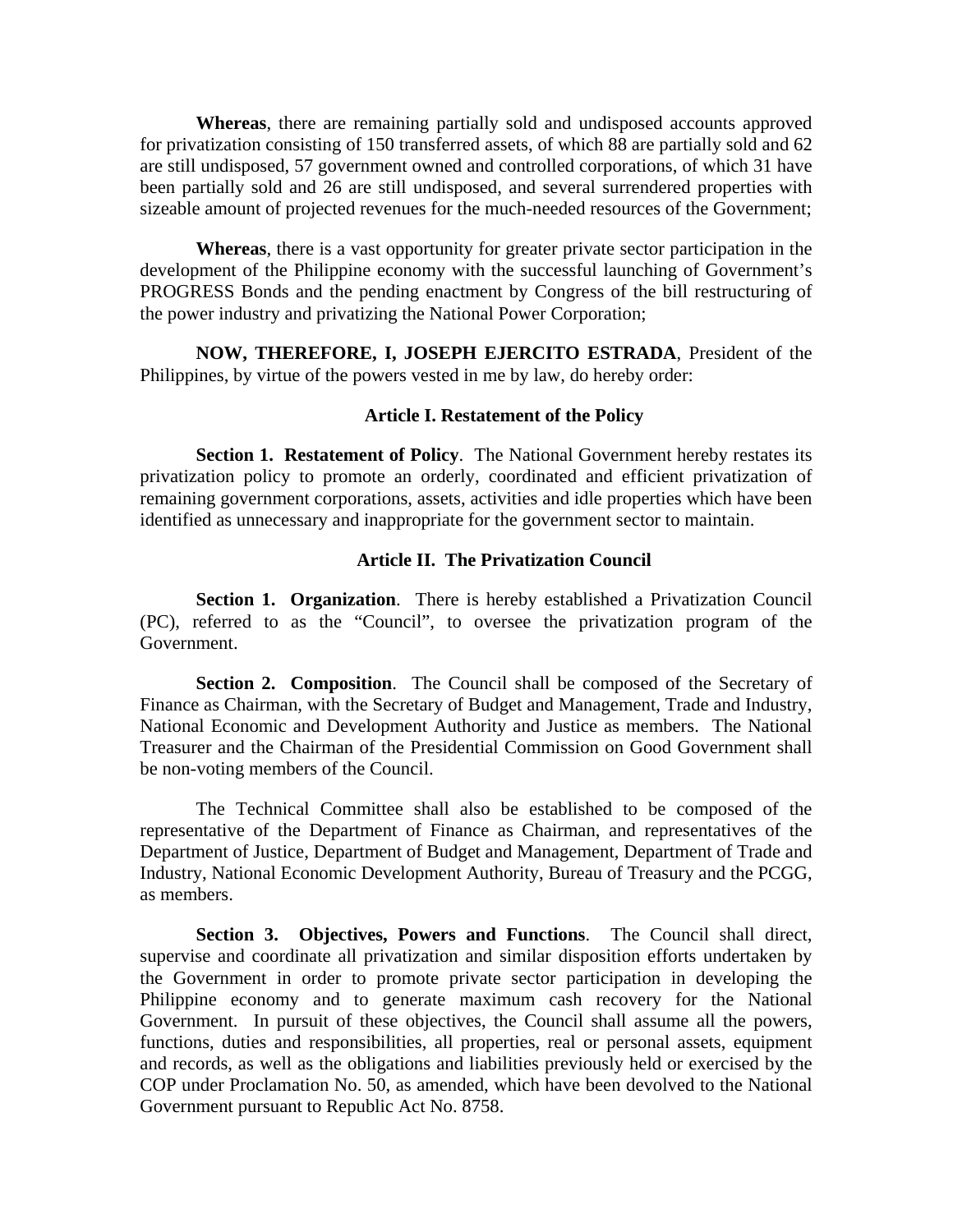**Whereas**, there are remaining partially sold and undisposed accounts approved for privatization consisting of 150 transferred assets, of which 88 are partially sold and 62 are still undisposed, 57 government owned and controlled corporations, of which 31 have been partially sold and 26 are still undisposed, and several surrendered properties with sizeable amount of projected revenues for the much-needed resources of the Government;

**Whereas**, there is a vast opportunity for greater private sector participation in the development of the Philippine economy with the successful launching of Government's PROGRESS Bonds and the pending enactment by Congress of the bill restructuring of the power industry and privatizing the National Power Corporation;

**NOW, THEREFORE, I, JOSEPH EJERCITO ESTRADA**, President of the Philippines, by virtue of the powers vested in me by law, do hereby order:

### Article I. Restatement of the Policy

**Section 1. Restatement of Policy**. The National Government hereby restates its privatization policy to promote an orderly, coordinated and efficient privatization of remaining government corporations, assets, activities and idle properties which have been identified as unnecessary and inappropriate for the government sector to maintain.

### Article II. The Privatization Council

**Section 1. Organization**. There is hereby established a Privatization Council (PC), referred to as the "Council", to oversee the privatization program of the Government.

**Section 2. Composition**. The Council shall be composed of the Secretary of Finance as Chairman, with the Secretary of Budget and Management, Trade and Industry, National Economic and Development Authority and Justice as members. The National Treasurer and the Chairman of the Presidential Commission on Good Government shall be non-voting members of the Council.

The Technical Committee shall also be established to be composed of the representative of the Department of Finance as Chairman, and representatives of the Department of Justice, Department of Budget and Management, Department of Trade and Industry, National Economic Development Authority, Bureau of Treasury and the PCGG, as members.

**Section 3. Objectives, Powers and Functions**. The Council shall direct, supervise and coordinate all privatization and similar disposition efforts undertaken by the Government in order to promote private sector participation in developing the Philippine economy and to generate maximum cash recovery for the National Government. In pursuit of these objectives, the Council shall assume all the powers, functions, duties and responsibilities, all properties, real or personal assets, equipment and records, as well as the obligations and liabilities previously held or exercised by the COP under Proclamation No. 50, as amended, which have been devolved to the National Government pursuant to Republic Act No. 8758.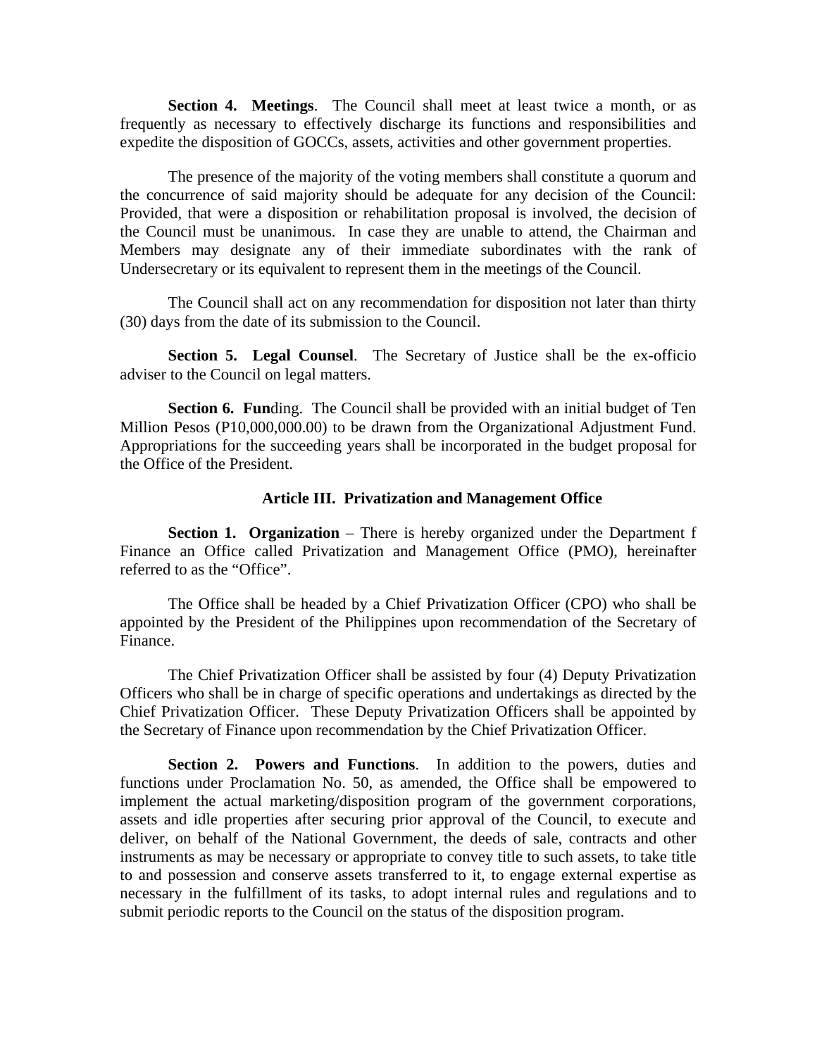**Section 4. Meetings**. The Council shall meet at least twice a month, or as frequently as necessary to effectively discharge its functions and responsibilities and expedite the disposition of GOCCs, assets, activities and other government properties.

The presence of the majority of the voting members shall constitute a quorum and the concurrence of said majority should be adequate for any decision of the Council: Provided, that were a disposition or rehabilitation proposal is involved, the decision of the Council must be unanimous. In case they are unable to attend, the Chairman and Members may designate any of their immediate subordinates with the rank of Undersecretary or its equivalent to represent them in the meetings of the Council.

The Council shall act on any recommendation for disposition not later than thirty (30) days from the date of its submission to the Council.

**Section 5. Legal Counsel**. The Secretary of Justice shall be the ex-officio adviser to the Council on legal matters.

**Section 6. Fun**ding. The Council shall be provided with an initial budget of Ten Million Pesos (P10,000,000.00) to be drawn from the Organizational Adjustment Fund. Appropriations for the succeeding years shall be incorporated in the budget proposal for the Office of the President.

## Article III. Privatization and Management Office

**Section 1. Organization** – There is hereby organized under the Department f Finance an Office called Privatization and Management Office (PMO), hereinafter referred to as the "Office".

The Office shall be headed by a Chief Privatization Officer (CPO) who shall be appointed by the President of the Philippines upon recommendation of the Secretary of Finance.

The Chief Privatization Officer shall be assisted by four (4) Deputy Privatization Officers who shall be in charge of specific operations and undertakings as directed by the Chief Privatization Officer. These Deputy Privatization Officers shall be appointed by the Secretary of Finance upon recommendation by the Chief Privatization Officer.

**Section 2. Powers and Functions**. In addition to the powers, duties and functions under Proclamation No. 50, as amended, the Office shall be empowered to implement the actual marketing/disposition program of the government corporations, assets and idle properties after securing prior approval of the Council, to execute and deliver, on behalf of the National Government, the deeds of sale, contracts and other instruments as may be necessary or appropriate to convey title to such assets, to take title to and possession and conserve assets transferred to it, to engage external expertise as necessary in the fulfillment of its tasks, to adopt internal rules and regulations and to submit periodic reports to the Council on the status of the disposition program.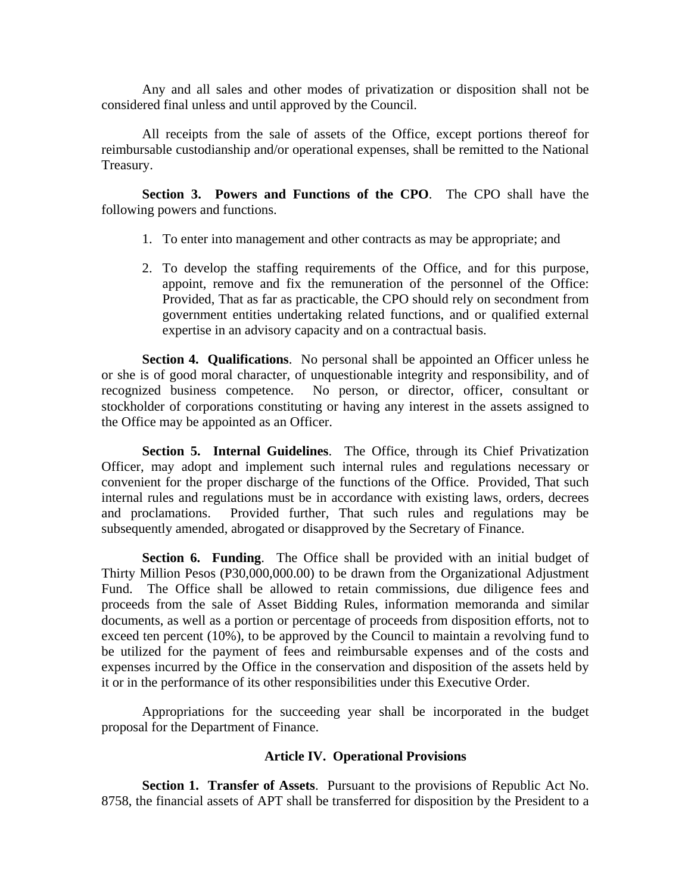Any and all sales and other modes of privatization or disposition shall not be considered final unless and until approved by the Council.

All receipts from the sale of assets of the Office, except portions thereof for reimbursable custodianship and/or operational expenses, shall be remitted to the National Treasury.

**Section 3. Powers and Functions of the CPO**. The CPO shall have the following powers and functions.

1. To enter into management and other contracts as may be appropriate; and

2. To develop the staffing requirements of the Office, and for this purpose, appoint, remove and fix the remuneration of the personnel of the Office: Provided, That as far as practicable, the CPO should rely on secondment from government entities undertaking related functions, and or qualified external expertise in an advisory capacity and on a contractual basis.

**Section 4. Qualifications**. No personal shall be appointed an Officer unless he or she is of good moral character, of unquestionable integrity and responsibility, and of recognized business competence. No person, or director, officer, consultant or stockholder of corporations constituting or having any interest in the assets assigned to the Office may be appointed as an Officer.

**Section 5. Internal Guidelines**. The Office, through its Chief Privatization Officer, may adopt and implement such internal rules and regulations necessary or convenient for the proper discharge of the functions of the Office. Provided, That such internal rules and regulations must be in accordance with existing laws, orders, decrees and proclamations. Provided further, That such rules and regulations may be subsequently amended, abrogated or disapproved by the Secretary of Finance.

**Section 6. Funding**. The Office shall be provided with an initial budget of Thirty Million Pesos (P30,000,000.00) to be drawn from the Organizational Adjustment Fund. The Office shall be allowed to retain commissions, due diligence fees and proceeds from the sale of Asset Bidding Rules, information memoranda and similar documents, as well as a portion or percentage of proceeds from disposition efforts, not to exceed ten percent (10%), to be approved by the Council to maintain a revolving fund to be utilized for the payment of fees and reimbursable expenses and of the costs and expenses incurred by the Office in the conservation and disposition of the assets held by it or in the performance of its other responsibilities under this Executive Order.

Appropriations for the succeeding year shall be incorporated in the budget proposal for the Department of Finance.

### Article IV. Operational Provisions

**Section 1. Transfer of Assets**. Pursuant to the provisions of Republic Act No. 8758, the financial assets of APT shall be transferred for disposition by the President to a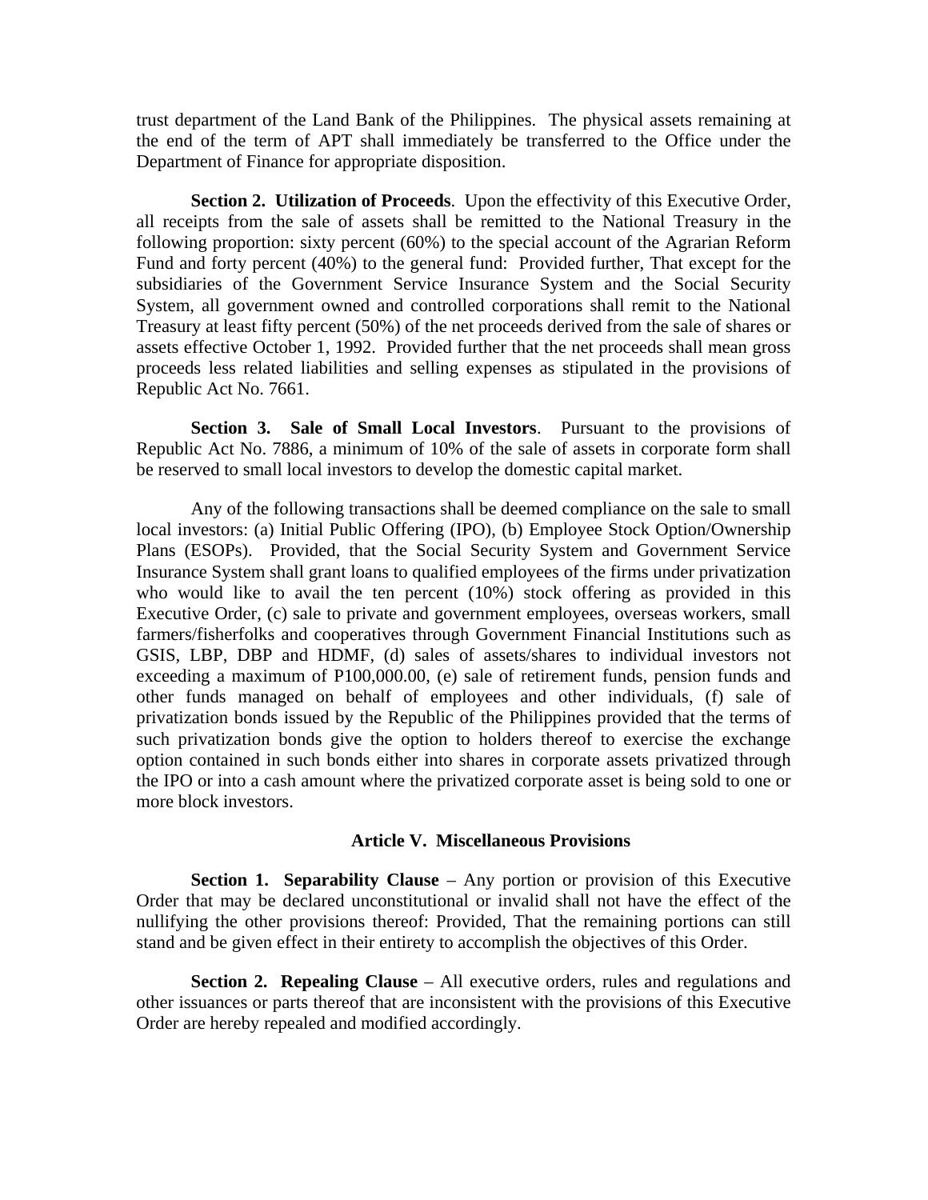trust department of the Land Bank of the Philippines. The physical assets remaining at the end of the term of APT shall immediately be transferred to the Office under the Department of Finance for appropriate disposition.

**Section 2. Utilization of Proceeds**. Upon the effectivity of this Executive Order, all receipts from the sale of assets shall be remitted to the National Treasury in the following proportion: sixty percent (60%) to the special account of the Agrarian Reform Fund and forty percent (40%) to the general fund: Provided further, That except for the subsidiaries of the Government Service Insurance System and the Social Security System, all government owned and controlled corporations shall remit to the National Treasury at least fifty percent (50%) of the net proceeds derived from the sale of shares or assets effective October 1, 1992. Provided further that the net proceeds shall mean gross proceeds less related liabilities and selling expenses as stipulated in the provisions of Republic Act No. 7661.

**Section 3. Sale of Small Local Investors**. Pursuant to the provisions of Republic Act No. 7886, a minimum of 10% of the sale of assets in corporate form shall be reserved to small local investors to develop the domestic capital market.

Any of the following transactions shall be deemed compliance on the sale to small local investors: (a) Initial Public Offering (IPO), (b) Employee Stock Option/Ownership Plans (ESOPs). Provided, that the Social Security System and Government Service Insurance System shall grant loans to qualified employees of the firms under privatization who would like to avail the ten percent (10%) stock offering as provided in this Executive Order, (c) sale to private and government employees, overseas workers, small farmers/fisherfolks and cooperatives through Government Financial Institutions such as GSIS, LBP, DBP and HDMF, (d) sales of assets/shares to individual investors not exceeding a maximum of P100,000.00, (e) sale of retirement funds, pension funds and other funds managed on behalf of employees and other individuals, (f) sale of privatization bonds issued by the Republic of the Philippines provided that the terms of such privatization bonds give the option to holders thereof to exercise the exchange option contained in such bonds either into shares in corporate assets privatized through the IPO or into a cash amount where the privatized corporate asset is being sold to one or more block investors.

### Article V. Miscellaneous Provisions

**Section 1. Separability Clause** – Any portion or provision of this Executive Order that may be declared unconstitutional or invalid shall not have the effect of the nullifying the other provisions thereof: Provided, That the remaining portions can still stand and be given effect in their entirety to accomplish the objectives of this Order.

**Section 2. Repealing Clause** – All executive orders, rules and regulations and other issuances or parts thereof that are inconsistent with the provisions of this Executive Order are hereby repealed and modified accordingly.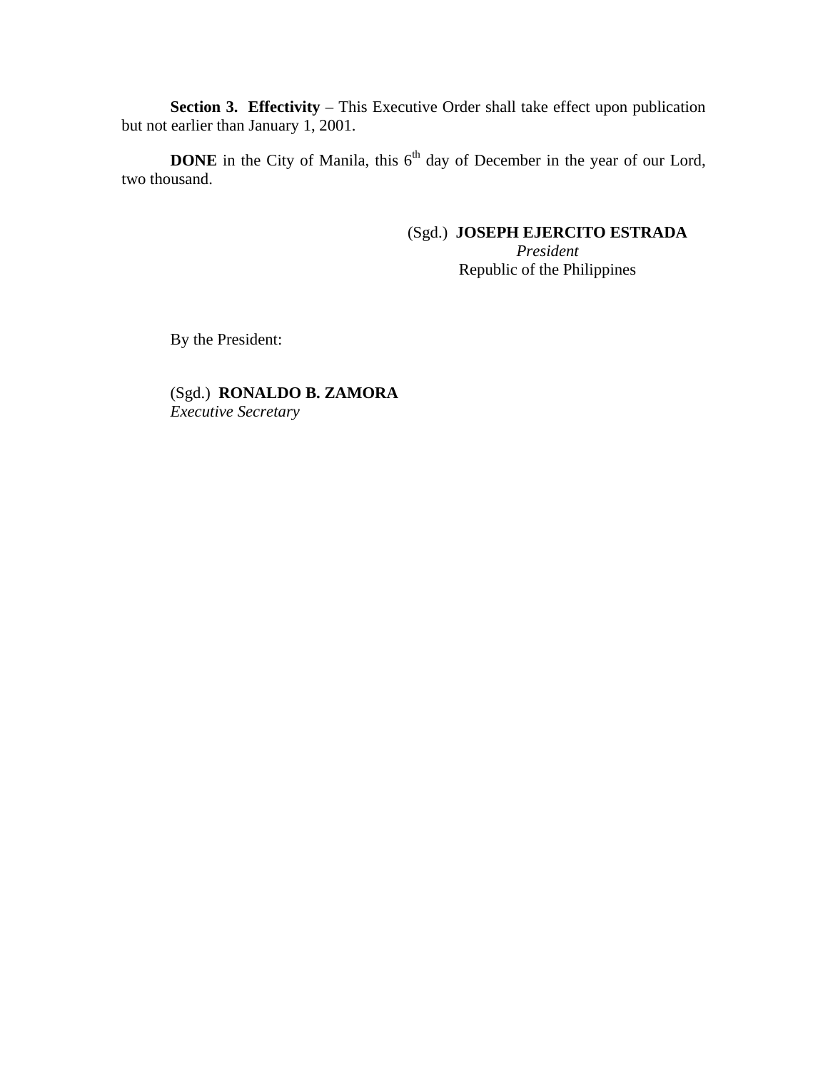**Section 3. Effectivity** – This Executive Order shall take effect upon publication but not earlier than January 1, 2001.

**DONE** in the City of Manila, this 6th day of December in the year of our Lord, two thousand.

(Sgd.) **JOSEPH EJERCITO ESTRADA**
*President*
Republic of the Philippines

By the President:

(Sgd.) **RONALDO B. ZAMORA**
*Executive Secretary*